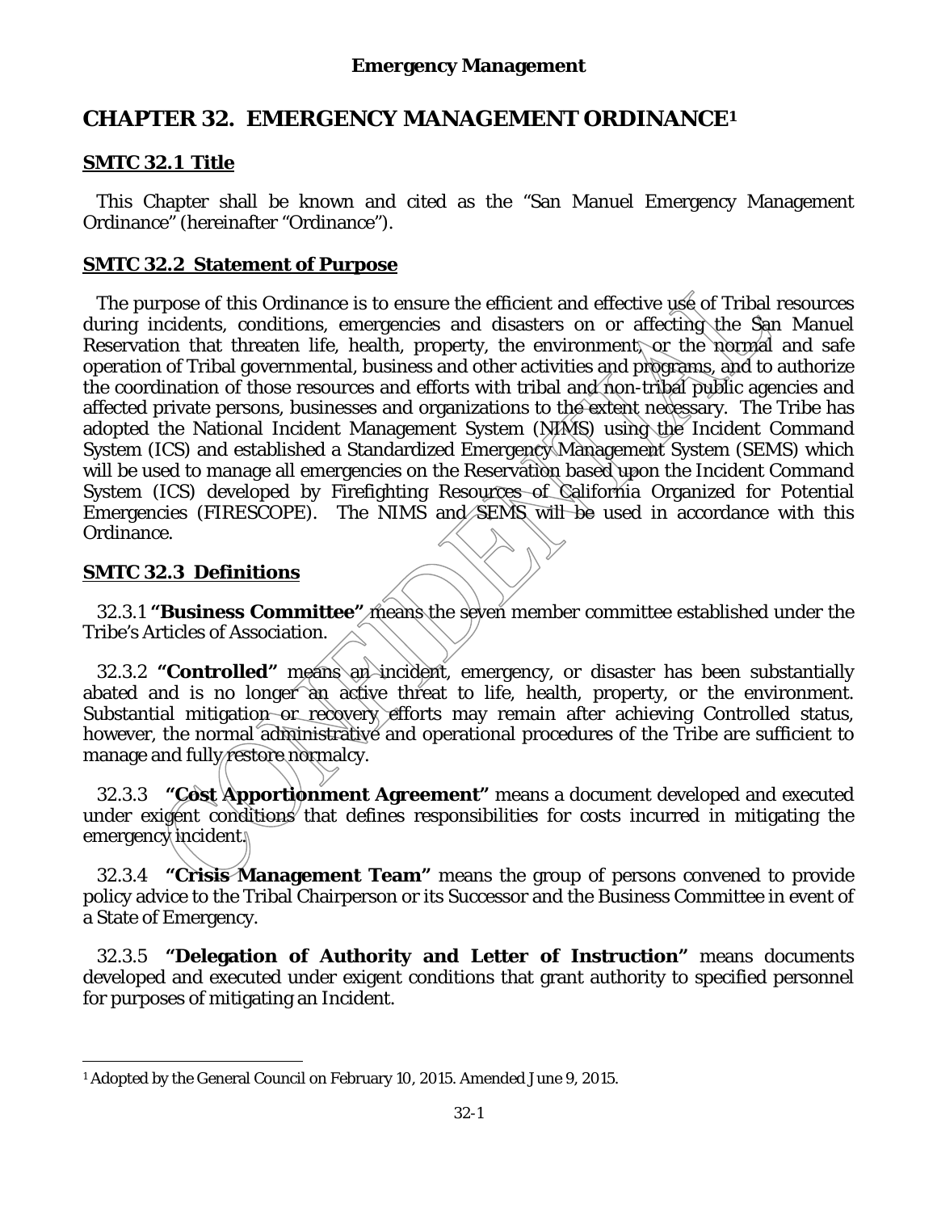# CHAPTER 32. EMERGENCY MANAGEMENT ORDINANCE[1]

## SMTC 32.1 Title

This Chapter shall be known and cited as the "San Manuel Emergency Management Ordinance" (hereinafter "Ordinance").

## SMTC 32.2 Statement of Purpose

The purpose of this Ordinance is to ensure the efficient and effective use of Tribal resources during incidents, conditions, emergencies and disasters on or affecting the San Manuel Reservation that threaten life, health, property, the environment, or the normal and safe operation of Tribal governmental, business and other activities and programs, and to authorize the coordination of those resources and efforts with tribal and non-tribal public agencies and affected private persons, businesses and organizations to the extent necessary. The Tribe has adopted the National Incident Management System (NIMS) using the Incident Command System (ICS) and established a Standardized Emergency Management System (SEMS) which will be used to manage all emergencies on the Reservation based upon the Incident Command System (ICS) developed by Firefighting Resources of California Organized for Potential Emergencies (FIRESCOPE). The NIMS and SEMS will be used in accordance with this Ordinance.

## SMTC 32.3 Definitions

32.3.1 **"Business Committee"** means the seven member committee established under the Tribe's Articles of Association.

32.3.2 **"Controlled"** means an incident, emergency, or disaster has been substantially abated and is no longer an active threat to life, health, property, or the environment. Substantial mitigation or recovery efforts may remain after achieving Controlled status, however, the normal administrative and operational procedures of the Tribe are sufficient to manage and fully restore normalcy.

32.3.3 **"Cost Apportionment Agreement"** means a document developed and executed under exigent conditions that defines responsibilities for costs incurred in mitigating the emergency incident.

32.3.4 **"Crisis Management Team"** means the group of persons convened to provide policy advice to the Tribal Chairperson or its Successor and the Business Committee in event of a State of Emergency.

32.3.5 **"Delegation of Authority and Letter of Instruction"** means documents developed and executed under exigent conditions that grant authority to specified personnel for purposes of mitigating an Incident.

---

[1] Adopted by the General Council on February 10, 2015. Amended June 9, 2015.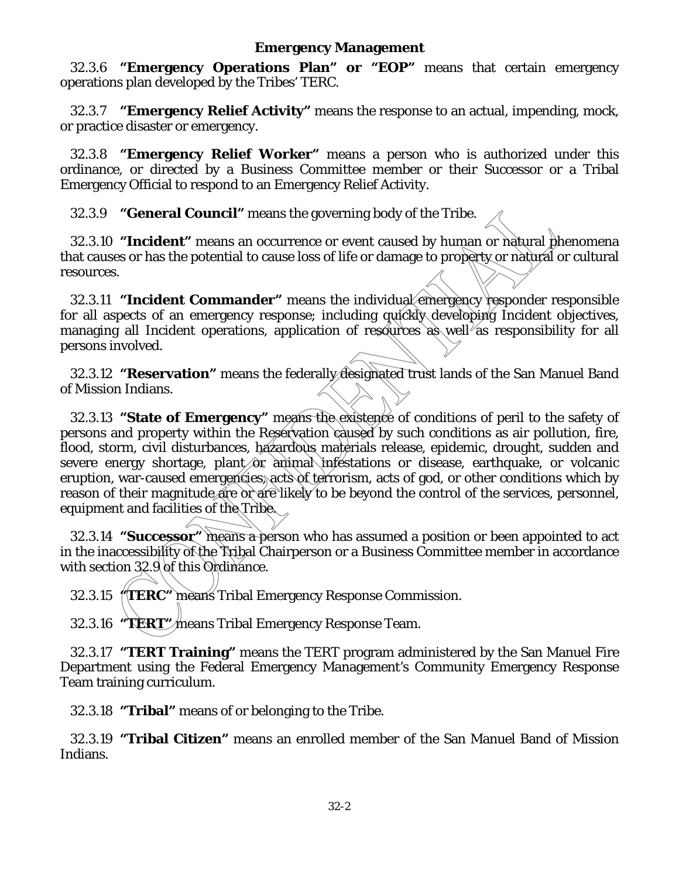**Emergency Management**

32.3.6 **"Emergency Operations Plan" or "EOP"** means that certain emergency operations plan developed by the Tribes' TERC.

32.3.7 **"Emergency Relief Activity"** means the response to an actual, impending, mock, or practice disaster or emergency.

32.3.8 **"Emergency Relief Worker"** means a person who is authorized under this ordinance, or directed by a Business Committee member or their Successor or a Tribal Emergency Official to respond to an Emergency Relief Activity.

32.3.9 **"General Council"** means the governing body of the Tribe.

32.3.10 **"Incident"** means an occurrence or event caused by human or natural phenomena that causes or has the potential to cause loss of life or damage to property or natural or cultural resources.

32.3.11 **"Incident Commander"** means the individual emergency responder responsible for all aspects of an emergency response; including quickly developing Incident objectives, managing all Incident operations, application of resources as well as responsibility for all persons involved.

32.3.12 **"Reservation"** means the federally designated trust lands of the San Manuel Band of Mission Indians.

32.3.13 **"State of Emergency"** means the existence of conditions of peril to the safety of persons and property within the Reservation caused by such conditions as air pollution, fire, flood, storm, civil disturbances, hazardous materials release, epidemic, drought, sudden and severe energy shortage, plant or animal infestations or disease, earthquake, or volcanic eruption, war-caused emergencies, acts of terrorism, acts of god, or other conditions which by reason of their magnitude are or are likely to be beyond the control of the services, personnel, equipment and facilities of the Tribe.

32.3.14 **"Successor"** means a person who has assumed a position or been appointed to act in the inaccessibility of the Tribal Chairperson or a Business Committee member in accordance with section 32.9 of this Ordinance.

32.3.15 **"TERC"** means Tribal Emergency Response Commission.

32.3.16 **"TERT"** means Tribal Emergency Response Team.

32.3.17 **"TERT Training"** means the TERT program administered by the San Manuel Fire Department using the Federal Emergency Management's Community Emergency Response Team training curriculum.

32.3.18 **"Tribal"** means of or belonging to the Tribe.

32.3.19 **"Tribal Citizen"** means an enrolled member of the San Manuel Band of Mission Indians.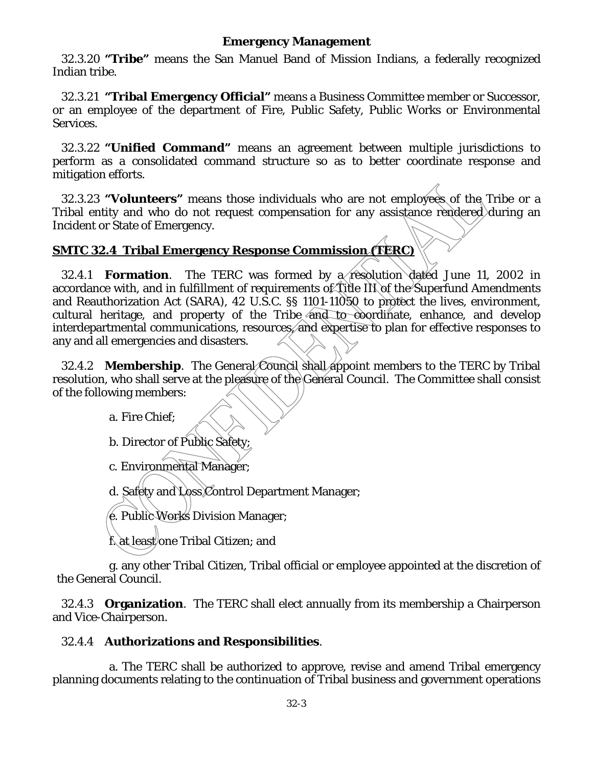32.3.20 **"Tribe"** means the San Manuel Band of Mission Indians, a federally recognized Indian tribe.

32.3.21 **"Tribal Emergency Official"** means a Business Committee member or Successor, or an employee of the department of Fire, Public Safety, Public Works or Environmental Services.

32.3.22 **"Unified Command"** means an agreement between multiple jurisdictions to perform as a consolidated command structure so as to better coordinate response and mitigation efforts.

32.3.23 **"Volunteers"** means those individuals who are not employees of the Tribe or a Tribal entity and who do not request compensation for any assistance rendered during an Incident or State of Emergency.

## SMTC 32.4 Tribal Emergency Response Commission (TERC)

32.4.1 **Formation**. The TERC was formed by a resolution dated June 11, 2002 in accordance with, and in fulfillment of requirements of Title III of the Superfund Amendments and Reauthorization Act (SARA), 42 U.S.C. §§ 1101-11050 to protect the lives, environment, cultural heritage, and property of the Tribe and to coordinate, enhance, and develop interdepartmental communications, resources, and expertise to plan for effective responses to any and all emergencies and disasters.

32.4.2 **Membership**. The General Council shall appoint members to the TERC by Tribal resolution, who shall serve at the pleasure of the General Council. The Committee shall consist of the following members:

a. Fire Chief;

b. Director of Public Safety;

c. Environmental Manager;

d. Safety and Loss Control Department Manager;

e. Public Works Division Manager;

f. at least one Tribal Citizen; and

g. any other Tribal Citizen, Tribal official or employee appointed at the discretion of the General Council.

32.4.3 **Organization**. The TERC shall elect annually from its membership a Chairperson and Vice-Chairperson.

32.4.4 **Authorizations and Responsibilities**.

a. The TERC shall be authorized to approve, revise and amend Tribal emergency planning documents relating to the continuation of Tribal business and government operations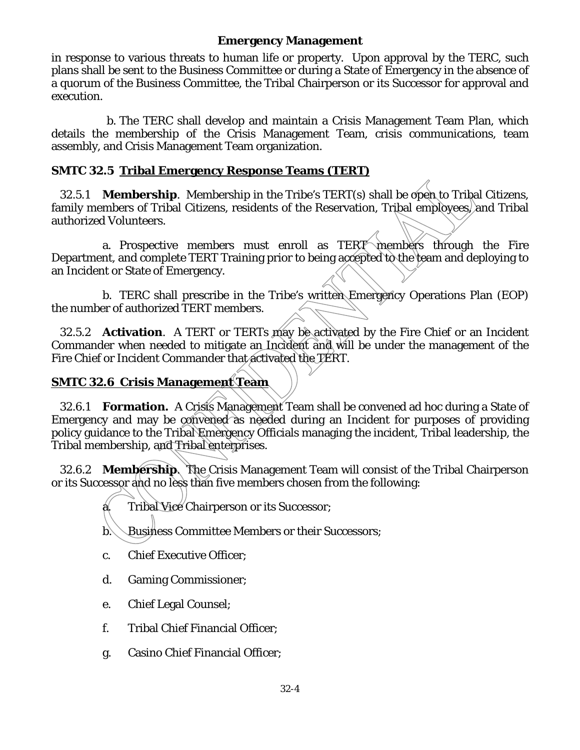in response to various threats to human life or property. Upon approval by the TERC, such plans shall be sent to the Business Committee or during a State of Emergency in the absence of a quorum of the Business Committee, the Tribal Chairperson or its Successor for approval and execution.

b. The TERC shall develop and maintain a Crisis Management Team Plan, which details the membership of the Crisis Management Team, crisis communications, team assembly, and Crisis Management Team organization.

## SMTC 32.5 Tribal Emergency Response Teams (TERT)

32.5.1 **Membership**. Membership in the Tribe's TERT(s) shall be open to Tribal Citizens, family members of Tribal Citizens, residents of the Reservation, Tribal employees, and Tribal authorized Volunteers.

a. Prospective members must enroll as TERT members through the Fire Department, and complete TERT Training prior to being accepted to the team and deploying to an Incident or State of Emergency.

b. TERC shall prescribe in the Tribe's written Emergency Operations Plan (EOP) the number of authorized TERT members.

32.5.2 **Activation**. A TERT or TERTs may be activated by the Fire Chief or an Incident Commander when needed to mitigate an Incident and will be under the management of the Fire Chief or Incident Commander that activated the TERT.

## SMTC 32.6 Crisis Management Team

32.6.1 **Formation.** A Crisis Management Team shall be convened ad hoc during a State of Emergency and may be convened as needed during an Incident for purposes of providing policy guidance to the Tribal Emergency Officials managing the incident, Tribal leadership, the Tribal membership, and Tribal enterprises.

32.6.2 **Membership**. The Crisis Management Team will consist of the Tribal Chairperson or its Successor and no less than five members chosen from the following:

a. Tribal Vice Chairperson or its Successor;

b. Business Committee Members or their Successors;

c. Chief Executive Officer;

d. Gaming Commissioner;

e. Chief Legal Counsel;

f. Tribal Chief Financial Officer;

g. Casino Chief Financial Officer;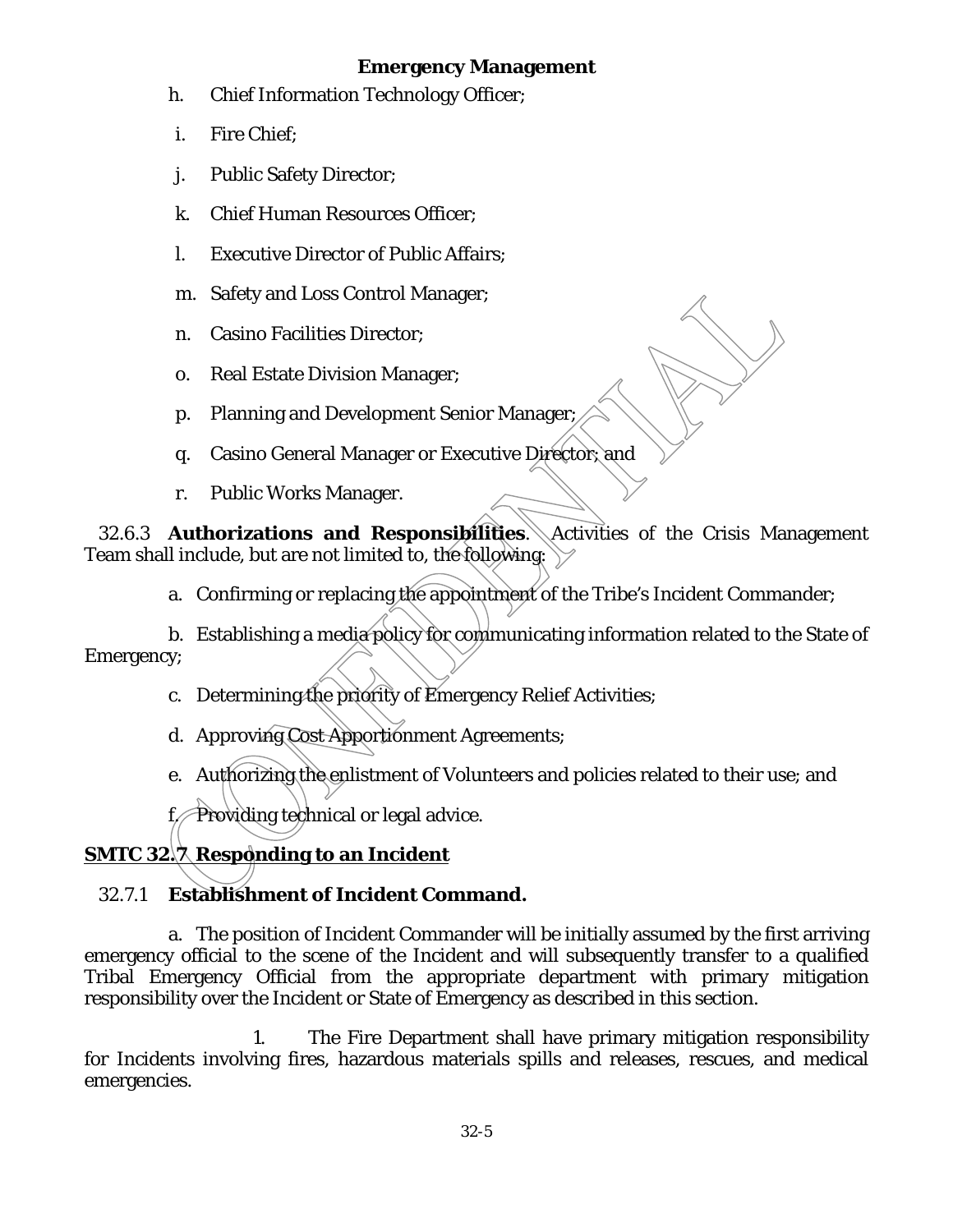h. Chief Information Technology Officer;

i. Fire Chief;

j. Public Safety Director;

k. Chief Human Resources Officer;

l. Executive Director of Public Affairs;

m. Safety and Loss Control Manager;

n. Casino Facilities Director;

o. Real Estate Division Manager;

p. Planning and Development Senior Manager;

q. Casino General Manager or Executive Director; and

r. Public Works Manager.

32.6.3 **Authorizations and Responsibilities**. Activities of the Crisis Management Team shall include, but are not limited to, the following:

a. Confirming or replacing the appointment of the Tribe's Incident Commander;

b. Establishing a media policy for communicating information related to the State of Emergency;

c. Determining the priority of Emergency Relief Activities;

d. Approving Cost Apportionment Agreements;

e. Authorizing the enlistment of Volunteers and policies related to their use; and

f. Providing technical or legal advice.

## <u>SMTC 32.7 Responding to an Incident</u>

### 32.7.1 Establishment of Incident Command.

a. The position of Incident Commander will be initially assumed by the first arriving emergency official to the scene of the Incident and will subsequently transfer to a qualified Tribal Emergency Official from the appropriate department with primary mitigation responsibility over the Incident or State of Emergency as described in this section.

1. The Fire Department shall have primary mitigation responsibility for Incidents involving fires, hazardous materials spills and releases, rescues, and medical emergencies.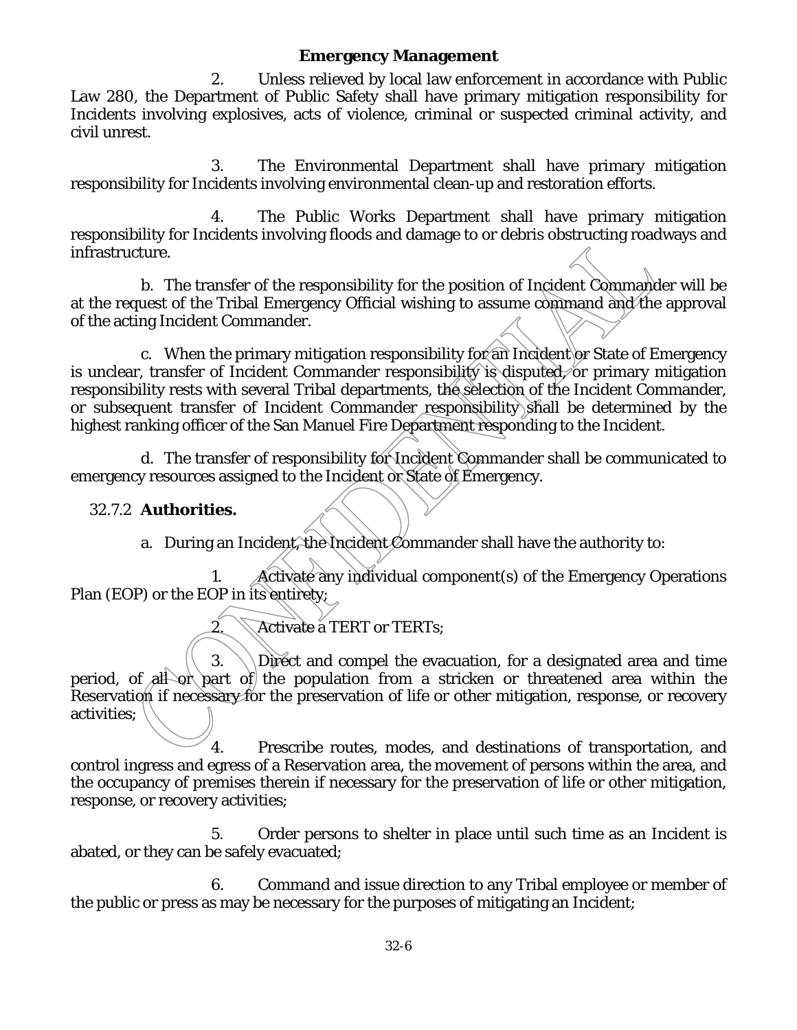2. Unless relieved by local law enforcement in accordance with Public Law 280, the Department of Public Safety shall have primary mitigation responsibility for Incidents involving explosives, acts of violence, criminal or suspected criminal activity, and civil unrest.

3. The Environmental Department shall have primary mitigation responsibility for Incidents involving environmental clean-up and restoration efforts.

4. The Public Works Department shall have primary mitigation responsibility for Incidents involving floods and damage to or debris obstructing roadways and infrastructure.

b. The transfer of the responsibility for the position of Incident Commander will be at the request of the Tribal Emergency Official wishing to assume command and the approval of the acting Incident Commander.

c. When the primary mitigation responsibility for an Incident or State of Emergency is unclear, transfer of Incident Commander responsibility is disputed, or primary mitigation responsibility rests with several Tribal departments, the selection of the Incident Commander, or subsequent transfer of Incident Commander responsibility shall be determined by the highest ranking officer of the San Manuel Fire Department responding to the Incident.

d. The transfer of responsibility for Incident Commander shall be communicated to emergency resources assigned to the Incident or State of Emergency.

32.7.2 **Authorities.**

a. During an Incident, the Incident Commander shall have the authority to:

1. Activate any individual component(s) of the Emergency Operations Plan (EOP) or the EOP in its entirety;

2. Activate a TERT or TERTs;

3. Direct and compel the evacuation, for a designated area and time period, of all or part of the population from a stricken or threatened area within the Reservation if necessary for the preservation of life or other mitigation, response, or recovery activities;

4. Prescribe routes, modes, and destinations of transportation, and control ingress and egress of a Reservation area, the movement of persons within the area, and the occupancy of premises therein if necessary for the preservation of life or other mitigation, response, or recovery activities;

5. Order persons to shelter in place until such time as an Incident is abated, or they can be safely evacuated;

6. Command and issue direction to any Tribal employee or member of the public or press as may be necessary for the purposes of mitigating an Incident;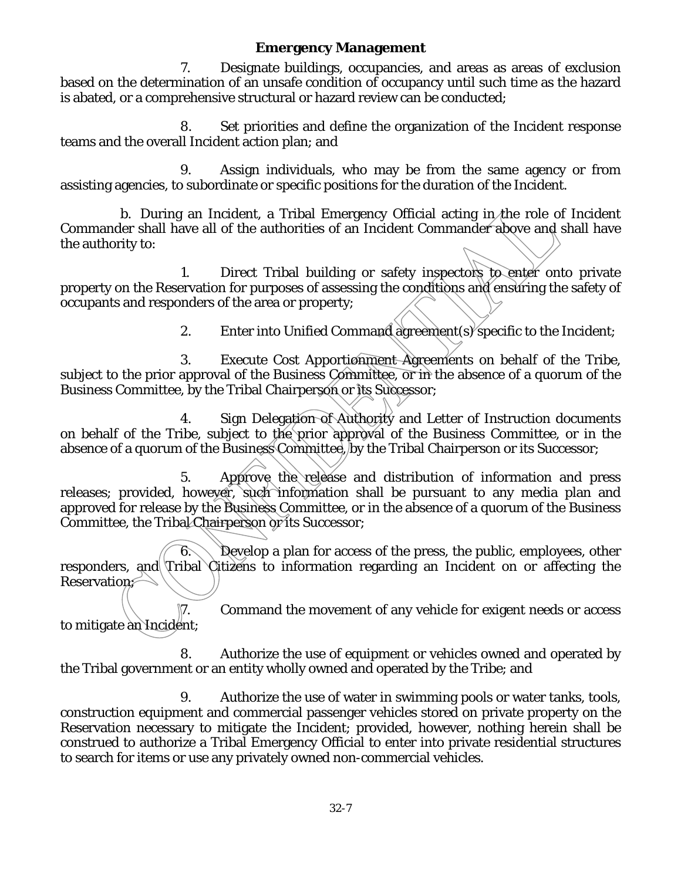**Emergency Management**

7. Designate buildings, occupancies, and areas as areas of exclusion based on the determination of an unsafe condition of occupancy until such time as the hazard is abated, or a comprehensive structural or hazard review can be conducted;

8. Set priorities and define the organization of the Incident response teams and the overall Incident action plan; and

9. Assign individuals, who may be from the same agency or from assisting agencies, to subordinate or specific positions for the duration of the Incident.

b. During an Incident, a Tribal Emergency Official acting in the role of Incident Commander shall have all of the authorities of an Incident Commander above and shall have the authority to:

1. Direct Tribal building or safety inspectors to enter onto private property on the Reservation for purposes of assessing the conditions and ensuring the safety of occupants and responders of the area or property;

2. Enter into Unified Command agreement(s) specific to the Incident;

3. Execute Cost Apportionment Agreements on behalf of the Tribe, subject to the prior approval of the Business Committee, or in the absence of a quorum of the Business Committee, by the Tribal Chairperson or its Successor;

4. Sign Delegation of Authority and Letter of Instruction documents on behalf of the Tribe, subject to the prior approval of the Business Committee, or in the absence of a quorum of the Business Committee, by the Tribal Chairperson or its Successor;

5. Approve the release and distribution of information and press releases; provided, however, such information shall be pursuant to any media plan and approved for release by the Business Committee, or in the absence of a quorum of the Business Committee, the Tribal Chairperson or its Successor;

6. Develop a plan for access of the press, the public, employees, other responders, and Tribal Citizens to information regarding an Incident on or affecting the Reservation;

7. Command the movement of any vehicle for exigent needs or access to mitigate an Incident;

8. Authorize the use of equipment or vehicles owned and operated by the Tribal government or an entity wholly owned and operated by the Tribe; and

9. Authorize the use of water in swimming pools or water tanks, tools, construction equipment and commercial passenger vehicles stored on private property on the Reservation necessary to mitigate the Incident; provided, however, nothing herein shall be construed to authorize a Tribal Emergency Official to enter into private residential structures to search for items or use any privately owned non-commercial vehicles.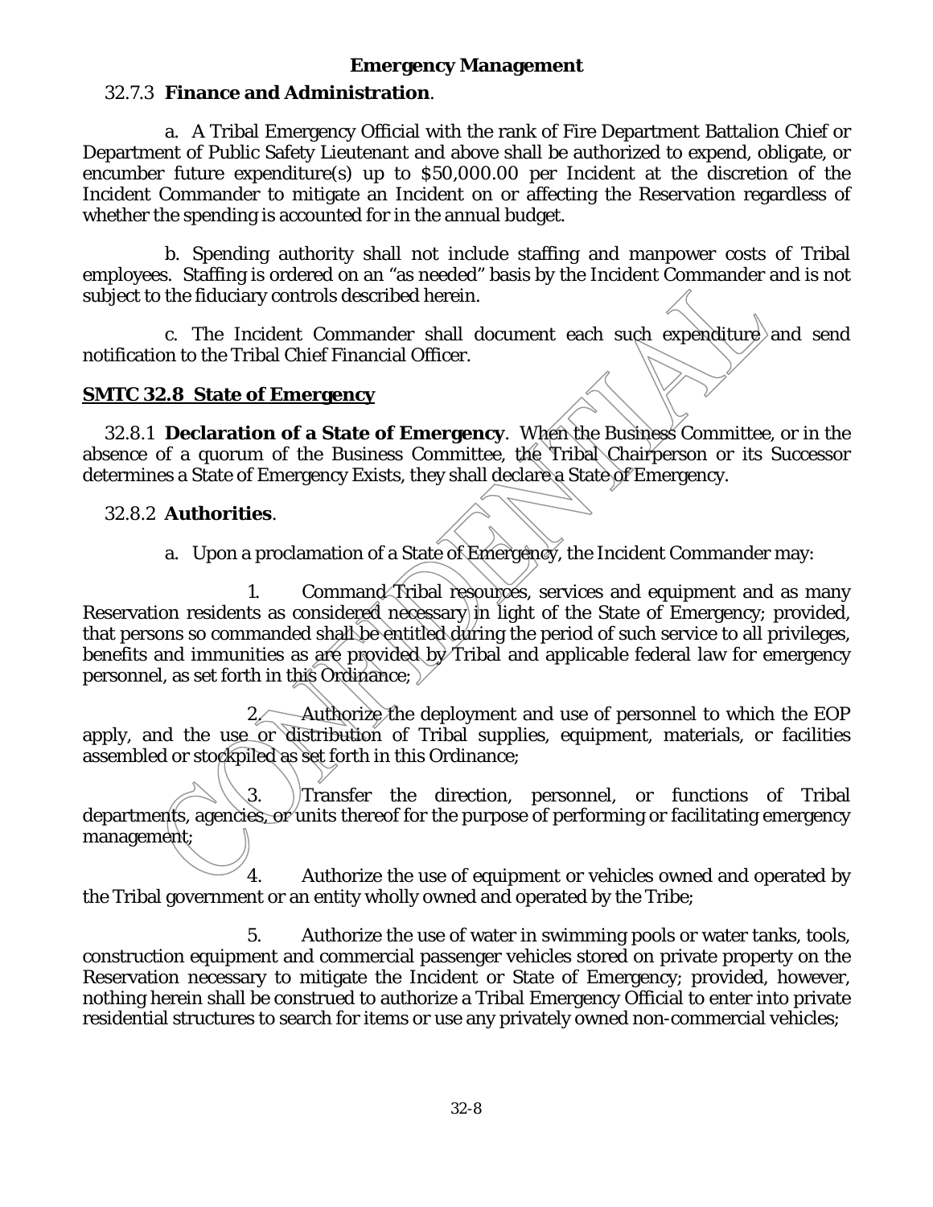32.7.3 **Finance and Administration**.

a. A Tribal Emergency Official with the rank of Fire Department Battalion Chief or Department of Public Safety Lieutenant and above shall be authorized to expend, obligate, or encumber future expenditure(s) up to $50,000.00 per Incident at the discretion of the Incident Commander to mitigate an Incident on or affecting the Reservation regardless of whether the spending is accounted for in the annual budget.

b. Spending authority shall not include staffing and manpower costs of Tribal employees. Staffing is ordered on an "as needed" basis by the Incident Commander and is not subject to the fiduciary controls described herein.

c. The Incident Commander shall document each such expenditure and send notification to the Tribal Chief Financial Officer.

## SMTC 32.8 State of Emergency

32.8.1 **Declaration of a State of Emergency**. When the Business Committee, or in the absence of a quorum of the Business Committee, the Tribal Chairperson or its Successor determines a State of Emergency Exists, they shall declare a State of Emergency.

32.8.2 **Authorities**.

a. Upon a proclamation of a State of Emergency, the Incident Commander may:

1. Command Tribal resources, services and equipment and as many Reservation residents as considered necessary in light of the State of Emergency; provided, that persons so commanded shall be entitled during the period of such service to all privileges, benefits and immunities as are provided by Tribal and applicable federal law for emergency personnel, as set forth in this Ordinance;

2. Authorize the deployment and use of personnel to which the EOP apply, and the use or distribution of Tribal supplies, equipment, materials, or facilities assembled or stockpiled as set forth in this Ordinance;

3. Transfer the direction, personnel, or functions of Tribal departments, agencies, or units thereof for the purpose of performing or facilitating emergency management;

4. Authorize the use of equipment or vehicles owned and operated by the Tribal government or an entity wholly owned and operated by the Tribe;

5. Authorize the use of water in swimming pools or water tanks, tools, construction equipment and commercial passenger vehicles stored on private property on the Reservation necessary to mitigate the Incident or State of Emergency; provided, however, nothing herein shall be construed to authorize a Tribal Emergency Official to enter into private residential structures to search for items or use any privately owned non-commercial vehicles;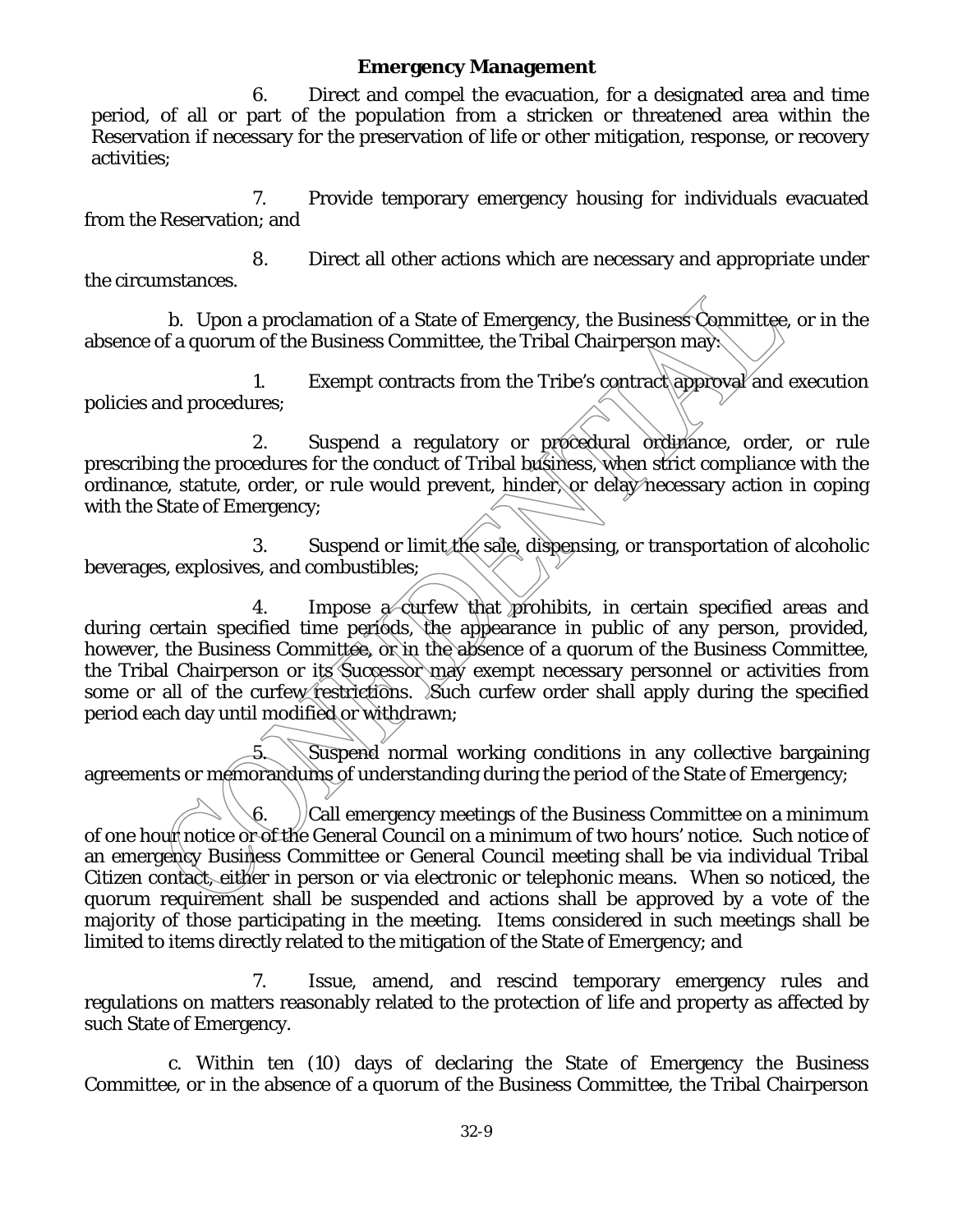6. Direct and compel the evacuation, for a designated area and time period, of all or part of the population from a stricken or threatened area within the Reservation if necessary for the preservation of life or other mitigation, response, or recovery activities;

7. Provide temporary emergency housing for individuals evacuated from the Reservation; and

8. Direct all other actions which are necessary and appropriate under the circumstances.

b. Upon a proclamation of a State of Emergency, the Business Committee, or in the absence of a quorum of the Business Committee, the Tribal Chairperson may:

1. Exempt contracts from the Tribe's contract approval and execution policies and procedures;

2. Suspend a regulatory or procedural ordinance, order, or rule prescribing the procedures for the conduct of Tribal business, when strict compliance with the ordinance, statute, order, or rule would prevent, hinder, or delay necessary action in coping with the State of Emergency;

3. Suspend or limit the sale, dispensing, or transportation of alcoholic beverages, explosives, and combustibles;

4. Impose a curfew that prohibits, in certain specified areas and during certain specified time periods, the appearance in public of any person, provided, however, the Business Committee, or in the absence of a quorum of the Business Committee, the Tribal Chairperson or its Successor may exempt necessary personnel or activities from some or all of the curfew restrictions. Such curfew order shall apply during the specified period each day until modified or withdrawn;

5. Suspend normal working conditions in any collective bargaining agreements or memorandums of understanding during the period of the State of Emergency;

6. Call emergency meetings of the Business Committee on a minimum of one hour notice or of the General Council on a minimum of two hours' notice. Such notice of an emergency Business Committee or General Council meeting shall be via individual Tribal Citizen contact, either in person or via electronic or telephonic means. When so noticed, the quorum requirement shall be suspended and actions shall be approved by a vote of the majority of those participating in the meeting. Items considered in such meetings shall be limited to items directly related to the mitigation of the State of Emergency; and

7. Issue, amend, and rescind temporary emergency rules and regulations on matters reasonably related to the protection of life and property as affected by such State of Emergency.

c. Within ten (10) days of declaring the State of Emergency the Business Committee, or in the absence of a quorum of the Business Committee, the Tribal Chairperson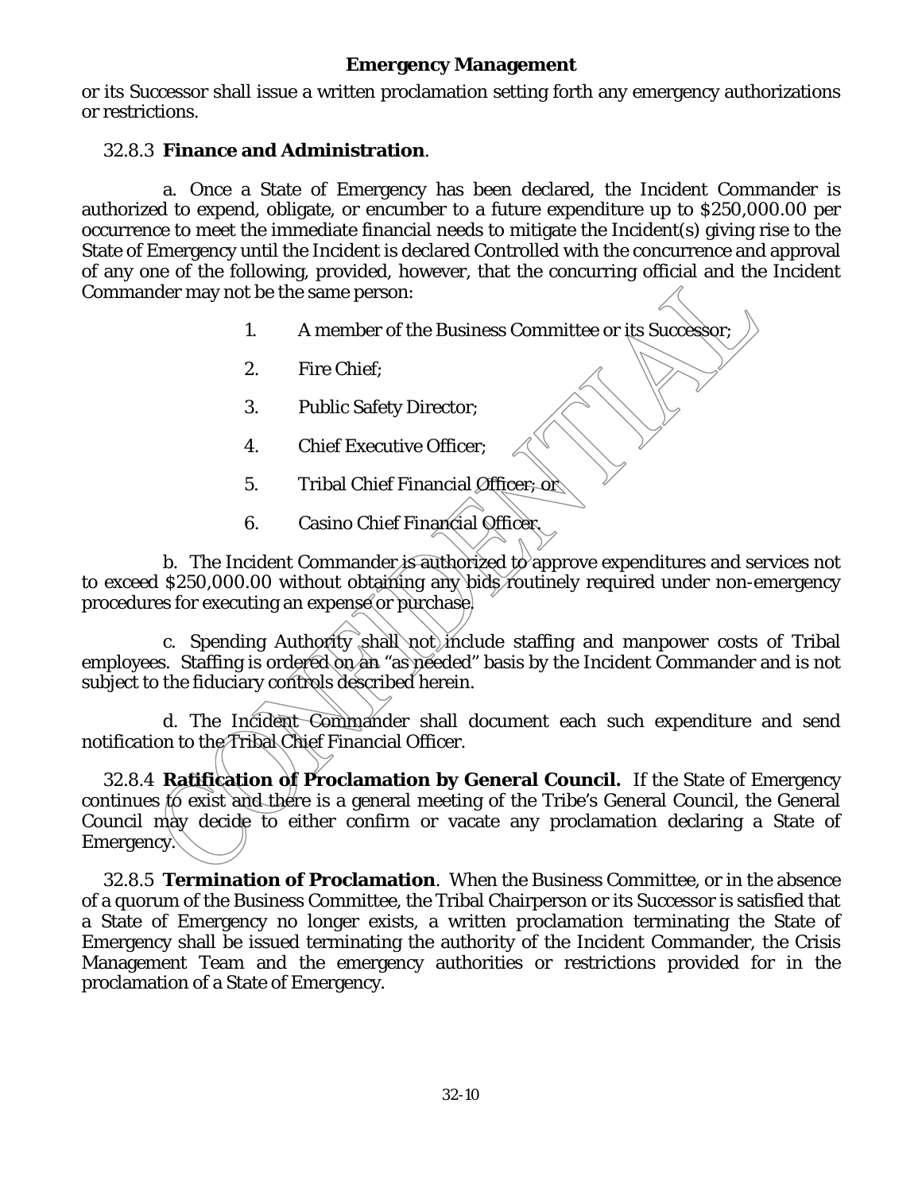or its Successor shall issue a written proclamation setting forth any emergency authorizations or restrictions.

32.8.3 **Finance and Administration**.

a. Once a State of Emergency has been declared, the Incident Commander is authorized to expend, obligate, or encumber to a future expenditure up to $250,000.00 per occurrence to meet the immediate financial needs to mitigate the Incident(s) giving rise to the State of Emergency until the Incident is declared Controlled with the concurrence and approval of any one of the following, provided, however, that the concurring official and the Incident Commander may not be the same person:

1. A member of the Business Committee or its Successor;
2. Fire Chief;
3. Public Safety Director;
4. Chief Executive Officer;
5. Tribal Chief Financial Officer; or
6. Casino Chief Financial Officer.

b. The Incident Commander is authorized to approve expenditures and services not to exceed $250,000.00 without obtaining any bids routinely required under non-emergency procedures for executing an expense or purchase.

c. Spending Authority shall not include staffing and manpower costs of Tribal employees. Staffing is ordered on an "as needed" basis by the Incident Commander and is not subject to the fiduciary controls described herein.

d. The Incident Commander shall document each such expenditure and send notification to the Tribal Chief Financial Officer.

32.8.4 **Ratification of Proclamation by General Council.** If the State of Emergency continues to exist and there is a general meeting of the Tribe's General Council, the General Council may decide to either confirm or vacate any proclamation declaring a State of Emergency.

32.8.5 **Termination of Proclamation**. When the Business Committee, or in the absence of a quorum of the Business Committee, the Tribal Chairperson or its Successor is satisfied that a State of Emergency no longer exists, a written proclamation terminating the State of Emergency shall be issued terminating the authority of the Incident Commander, the Crisis Management Team and the emergency authorities or restrictions provided for in the proclamation of a State of Emergency.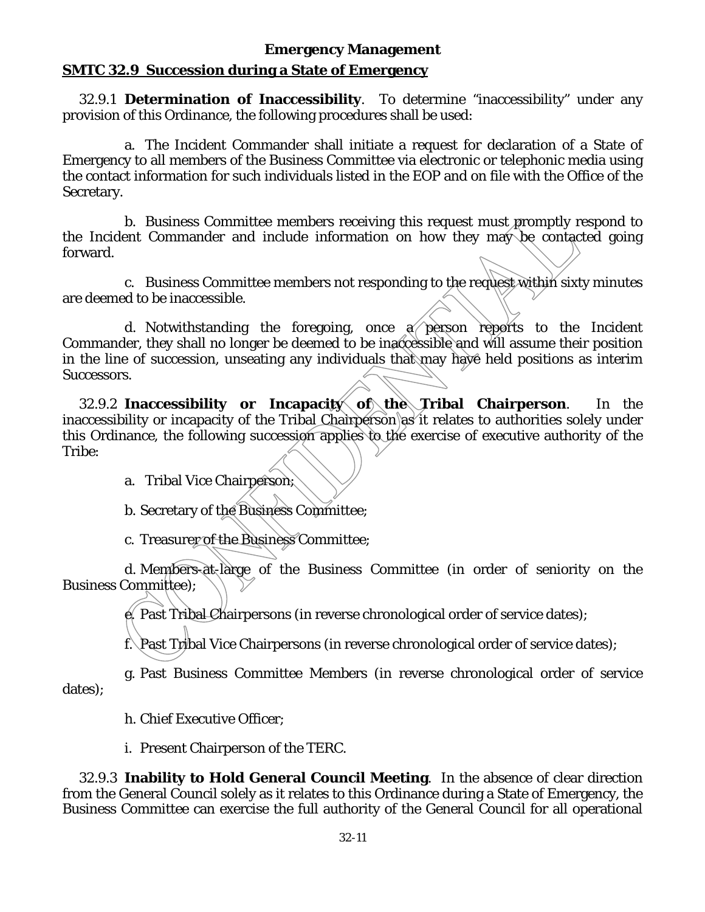## Emergency Management

### SMTC 32.9 Succession during a State of Emergency

32.9.1 **Determination of Inaccessibility**. To determine "inaccessibility" under any provision of this Ordinance, the following procedures shall be used:

a. The Incident Commander shall initiate a request for declaration of a State of Emergency to all members of the Business Committee via electronic or telephonic media using the contact information for such individuals listed in the EOP and on file with the Office of the Secretary.

b. Business Committee members receiving this request must promptly respond to the Incident Commander and include information on how they may be contacted going forward.

c. Business Committee members not responding to the request within sixty minutes are deemed to be inaccessible.

d. Notwithstanding the foregoing, once a person reports to the Incident Commander, they shall no longer be deemed to be inaccessible and will assume their position in the line of succession, unseating any individuals that may have held positions as interim Successors.

32.9.2 **Inaccessibility or Incapacity of the Tribal Chairperson**. In the inaccessibility or incapacity of the Tribal Chairperson as it relates to authorities solely under this Ordinance, the following succession applies to the exercise of executive authority of the Tribe:

a. Tribal Vice Chairperson;

b. Secretary of the Business Committee;

c. Treasurer of the Business Committee;

d. Members-at-large of the Business Committee (in order of seniority on the Business Committee);

e. Past Tribal Chairpersons (in reverse chronological order of service dates);

f. Past Tribal Vice Chairpersons (in reverse chronological order of service dates);

g. Past Business Committee Members (in reverse chronological order of service dates);

h. Chief Executive Officer;

i. Present Chairperson of the TERC.

32.9.3 **Inability to Hold General Council Meeting**. In the absence of clear direction from the General Council solely as it relates to this Ordinance during a State of Emergency, the Business Committee can exercise the full authority of the General Council for all operational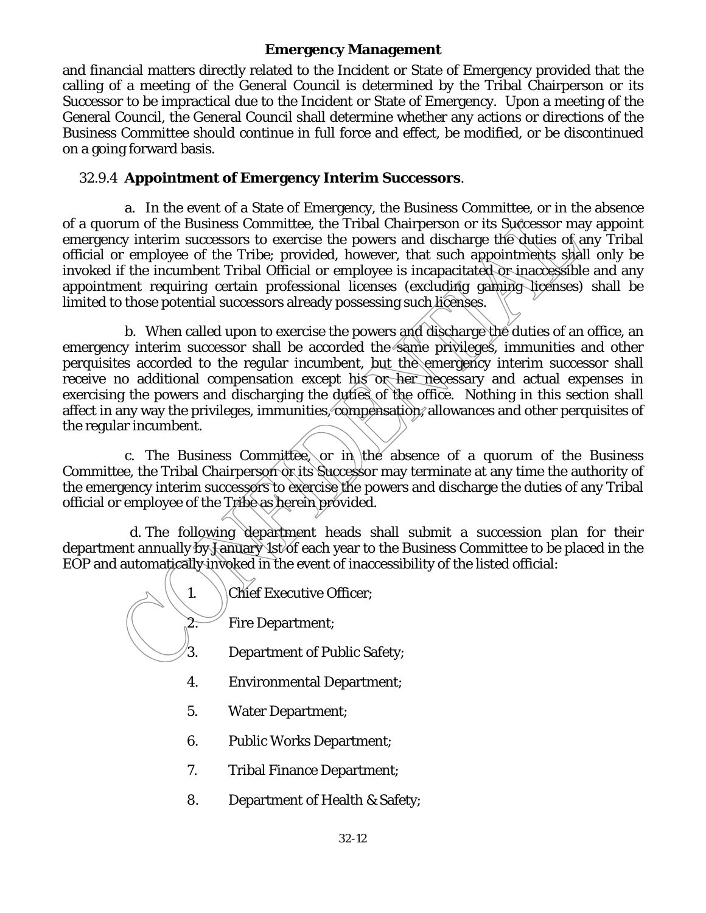and financial matters directly related to the Incident or State of Emergency provided that the calling of a meeting of the General Council is determined by the Tribal Chairperson or its Successor to be impractical due to the Incident or State of Emergency. Upon a meeting of the General Council, the General Council shall determine whether any actions or directions of the Business Committee should continue in full force and effect, be modified, or be discontinued on a going forward basis.

### 32.9.4 **Appointment of Emergency Interim Successors**.

a. In the event of a State of Emergency, the Business Committee, or in the absence of a quorum of the Business Committee, the Tribal Chairperson or its Successor may appoint emergency interim successors to exercise the powers and discharge the duties of any Tribal official or employee of the Tribe; provided, however, that such appointments shall only be invoked if the incumbent Tribal Official or employee is incapacitated or inaccessible and any appointment requiring certain professional licenses (excluding gaming licenses) shall be limited to those potential successors already possessing such licenses.

b. When called upon to exercise the powers and discharge the duties of an office, an emergency interim successor shall be accorded the same privileges, immunities and other perquisites accorded to the regular incumbent, but the emergency interim successor shall receive no additional compensation except his or her necessary and actual expenses in exercising the powers and discharging the duties of the office. Nothing in this section shall affect in any way the privileges, immunities, compensation, allowances and other perquisites of the regular incumbent.

c. The Business Committee, or in the absence of a quorum of the Business Committee, the Tribal Chairperson or its Successor may terminate at any time the authority of the emergency interim successors to exercise the powers and discharge the duties of any Tribal official or employee of the Tribe as herein provided.

d. The following department heads shall submit a succession plan for their department annually by January 1st of each year to the Business Committee to be placed in the EOP and automatically invoked in the event of inaccessibility of the listed official:

1. Chief Executive Officer;
2. Fire Department;
3. Department of Public Safety;
4. Environmental Department;
5. Water Department;
6. Public Works Department;
7. Tribal Finance Department;
8. Department of Health & Safety;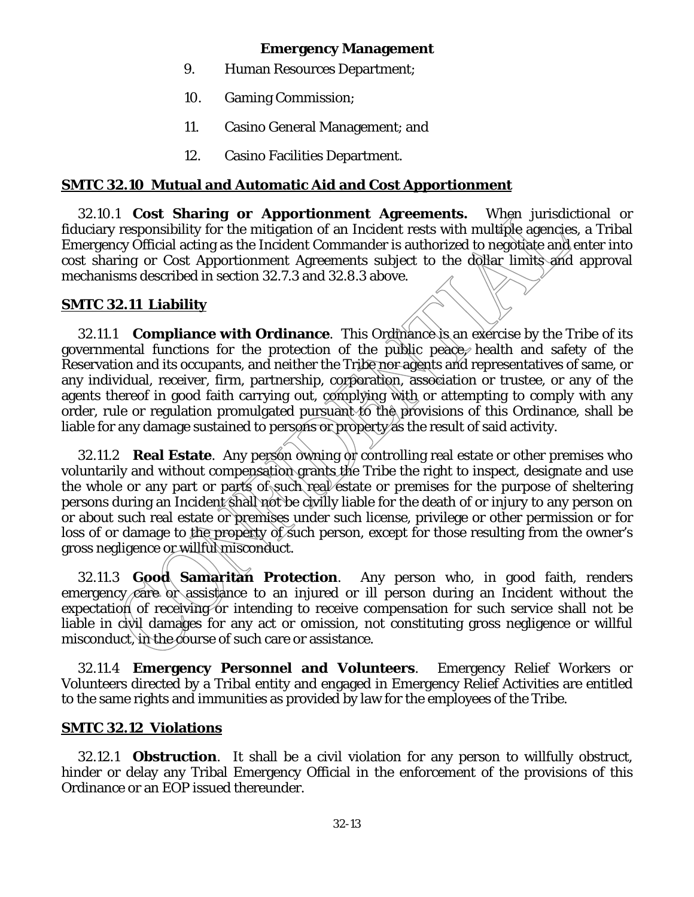9. Human Resources Department;

10. Gaming Commission;

11. Casino General Management; and

12. Casino Facilities Department.

## SMTC 32.10 Mutual and Automatic Aid and Cost Apportionment

32.10.1 **Cost Sharing or Apportionment Agreements.** When jurisdictional or fiduciary responsibility for the mitigation of an Incident rests with multiple agencies, a Tribal Emergency Official acting as the Incident Commander is authorized to negotiate and enter into cost sharing or Cost Apportionment Agreements subject to the dollar limits and approval mechanisms described in section 32.7.3 and 32.8.3 above.

## SMTC 32.11 Liability

32.11.1 **Compliance with Ordinance**. This Ordinance is an exercise by the Tribe of its governmental functions for the protection of the public peace, health and safety of the Reservation and its occupants, and neither the Tribe nor agents and representatives of same, or any individual, receiver, firm, partnership, corporation, association or trustee, or any of the agents thereof in good faith carrying out, complying with or attempting to comply with any order, rule or regulation promulgated pursuant to the provisions of this Ordinance, shall be liable for any damage sustained to persons or property as the result of said activity.

32.11.2 **Real Estate**. Any person owning or controlling real estate or other premises who voluntarily and without compensation grants the Tribe the right to inspect, designate and use the whole or any part or parts of such real estate or premises for the purpose of sheltering persons during an Incident shall not be civilly liable for the death of or injury to any person on or about such real estate or premises under such license, privilege or other permission or for loss of or damage to the property of such person, except for those resulting from the owner's gross negligence or willful misconduct.

32.11.3 **Good Samaritan Protection**. Any person who, in good faith, renders emergency care or assistance to an injured or ill person during an Incident without the expectation of receiving or intending to receive compensation for such service shall not be liable in civil damages for any act or omission, not constituting gross negligence or willful misconduct, in the course of such care or assistance.

32.11.4 **Emergency Personnel and Volunteers**. Emergency Relief Workers or Volunteers directed by a Tribal entity and engaged in Emergency Relief Activities are entitled to the same rights and immunities as provided by law for the employees of the Tribe.

## SMTC 32.12 Violations

32.12.1 **Obstruction**. It shall be a civil violation for any person to willfully obstruct, hinder or delay any Tribal Emergency Official in the enforcement of the provisions of this Ordinance or an EOP issued thereunder.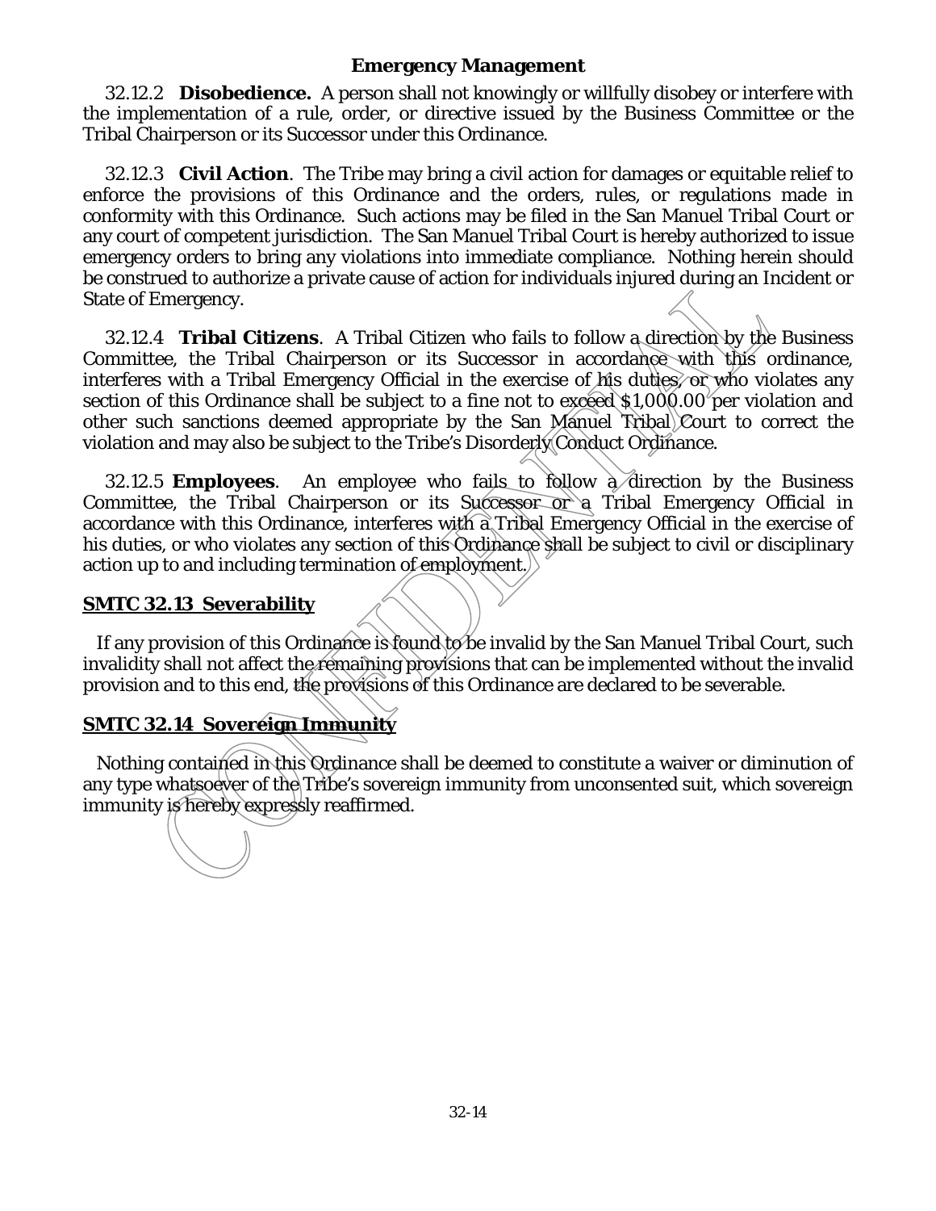32.12.2 **Disobedience.** A person shall not knowingly or willfully disobey or interfere with the implementation of a rule, order, or directive issued by the Business Committee or the Tribal Chairperson or its Successor under this Ordinance.

32.12.3 **Civil Action**. The Tribe may bring a civil action for damages or equitable relief to enforce the provisions of this Ordinance and the orders, rules, or regulations made in conformity with this Ordinance. Such actions may be filed in the San Manuel Tribal Court or any court of competent jurisdiction. The San Manuel Tribal Court is hereby authorized to issue emergency orders to bring any violations into immediate compliance. Nothing herein should be construed to authorize a private cause of action for individuals injured during an Incident or State of Emergency.

32.12.4 **Tribal Citizens**. A Tribal Citizen who fails to follow a direction by the Business Committee, the Tribal Chairperson or its Successor in accordance with this ordinance, interferes with a Tribal Emergency Official in the exercise of his duties, or who violates any section of this Ordinance shall be subject to a fine not to exceed $1,000.00 per violation and other such sanctions deemed appropriate by the San Manuel Tribal Court to correct the violation and may also be subject to the Tribe's Disorderly Conduct Ordinance.

32.12.5 **Employees**. An employee who fails to follow a direction by the Business Committee, the Tribal Chairperson or its Successor or a Tribal Emergency Official in accordance with this Ordinance, interferes with a Tribal Emergency Official in the exercise of his duties, or who violates any section of this Ordinance shall be subject to civil or disciplinary action up to and including termination of employment.

## SMTC 32.13 Severability

If any provision of this Ordinance is found to be invalid by the San Manuel Tribal Court, such invalidity shall not affect the remaining provisions that can be implemented without the invalid provision and to this end, the provisions of this Ordinance are declared to be severable.

## SMTC 32.14 Sovereign Immunity

Nothing contained in this Ordinance shall be deemed to constitute a waiver or diminution of any type whatsoever of the Tribe's sovereign immunity from unconsented suit, which sovereign immunity is hereby expressly reaffirmed.